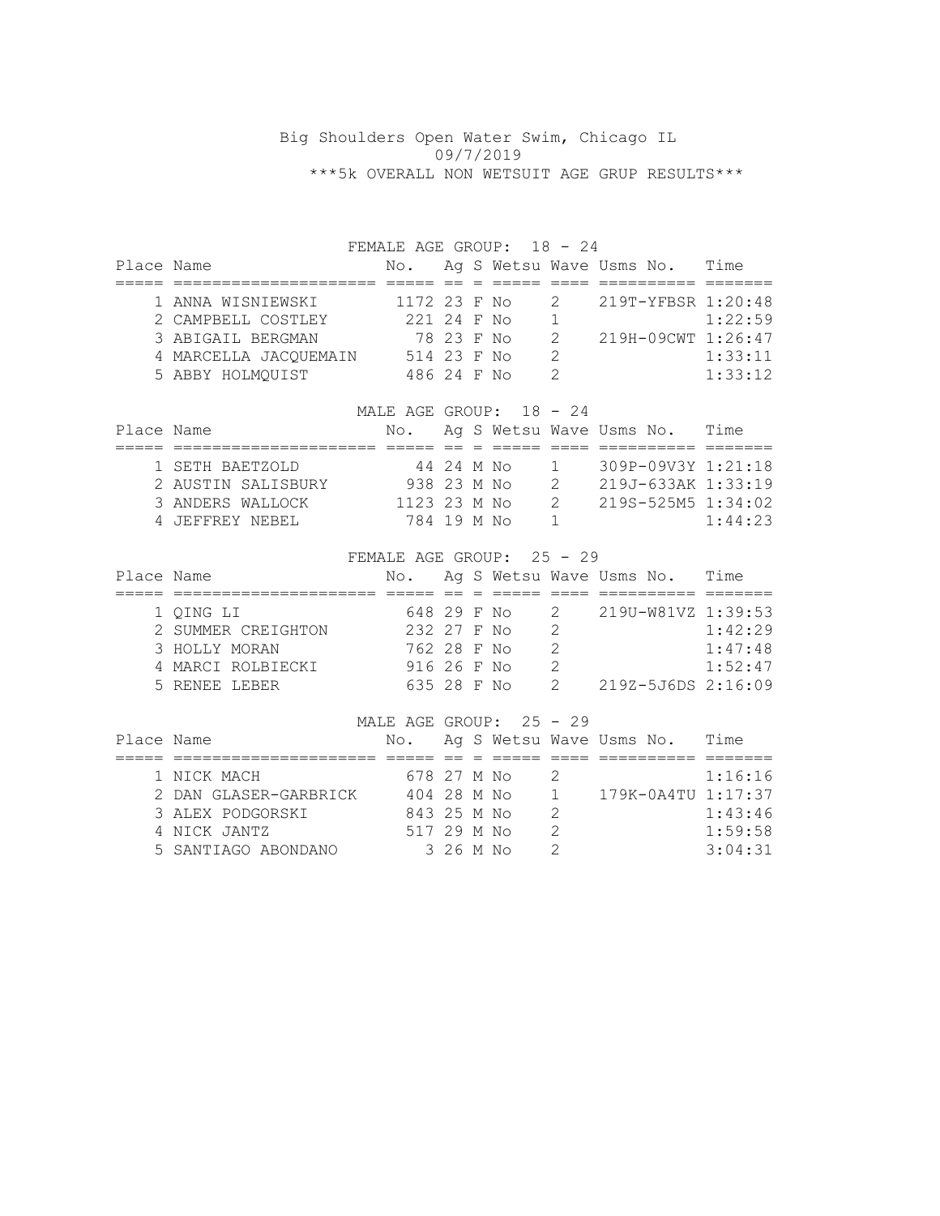# Big Shoulders Open Water Swim, Chicago IL

09/7/2019

***5k OVERALL NON WETSUIT AGE GRUP RESULTS***

## FEMALE AGE GROUP: 18 - 24

| Place | Name | No. | Ag | S | Wetsu | Wave | Usms No. | Time |
|---|---|---|---|---|---|---|---|---|
| 1 | ANNA WISNIEWSKI | 1172 | 23 | F | No | 2 | 219T-YFBSR | 1:20:48 |
| 2 | CAMPBELL COSTLEY | 221 | 24 | F | No | 1 | | 1:22:59 |
| 3 | ABIGAIL BERGMAN | 78 | 23 | F | No | 2 | 219H-09CWT | 1:26:47 |
| 4 | MARCELLA JACQUEMAIN | 514 | 23 | F | No | 2 | | 1:33:11 |
| 5 | ABBY HOLMQUIST | 486 | 24 | F | No | 2 | | 1:33:12 |

## MALE AGE GROUP: 18 - 24

| Place | Name | No. | Ag | S | Wetsu | Wave | Usms No. | Time |
|---|---|---|---|---|---|---|---|---|
| 1 | SETH BAETZOLD | 44 | 24 | M | No | 1 | 309P-09V3Y | 1:21:18 |
| 2 | AUSTIN SALISBURY | 938 | 23 | M | No | 2 | 219J-633AK | 1:33:19 |
| 3 | ANDERS WALLOCK | 1123 | 23 | M | No | 2 | 219S-525M5 | 1:34:02 |
| 4 | JEFFREY NEBEL | 784 | 19 | M | No | 1 | | 1:44:23 |

## FEMALE AGE GROUP: 25 - 29

| Place | Name | No. | Ag | S | Wetsu | Wave | Usms No. | Time |
|---|---|---|---|---|---|---|---|---|
| 1 | QING LI | 648 | 29 | F | No | 2 | 219U-W81VZ | 1:39:53 |
| 2 | SUMMER CREIGHTON | 232 | 27 | F | No | 2 | | 1:42:29 |
| 3 | HOLLY MORAN | 762 | 28 | F | No | 2 | | 1:47:48 |
| 4 | MARCI ROLBIECKI | 916 | 26 | F | No | 2 | | 1:52:47 |
| 5 | RENEE LEBER | 635 | 28 | F | No | 2 | 219Z-5J6DS | 2:16:09 |

## MALE AGE GROUP: 25 - 29

| Place | Name | No. | Ag | S | Wetsu | Wave | Usms No. | Time |
|---|---|---|---|---|---|---|---|---|
| 1 | NICK MACH | 678 | 27 | M | No | 2 | | 1:16:16 |
| 2 | DAN GLASER-GARBRICK | 404 | 28 | M | No | 1 | 179K-0A4TU | 1:17:37 |
| 3 | ALEX PODGORSKI | 843 | 25 | M | No | 2 | | 1:43:46 |
| 4 | NICK JANTZ | 517 | 29 | M | No | 2 | | 1:59:58 |
| 5 | SANTIAGO ABONDANO | 3 | 26 | M | No | 2 | | 3:04:31 |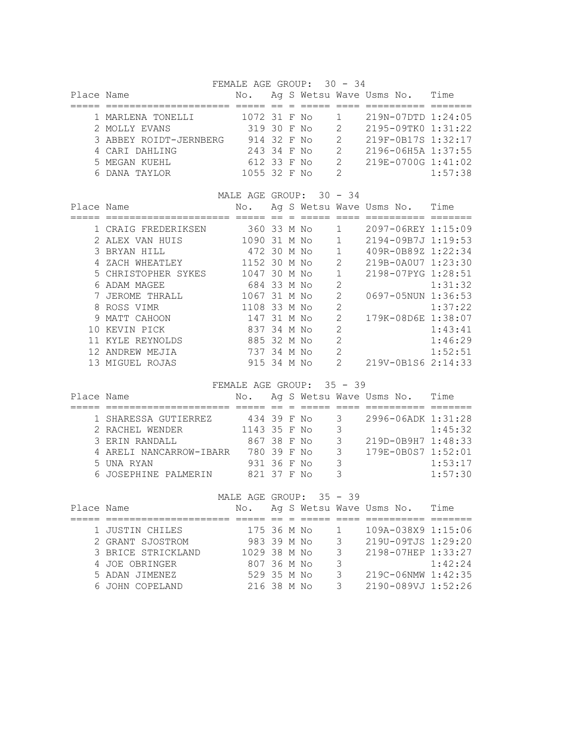FEMALE AGE GROUP: 30 - 34

| Place | Name | No. | Ag | S | Wetsu | Wave | Usms No. | Time |
|---|---|---|---|---|---|---|---|---|
| 1 | MARLENA TONELLI | 1072 | 31 | F | No | 1 | 219N-07DTD | 1:24:05 |
| 2 | MOLLY EVANS | 319 | 30 | F | No | 2 | 2195-09TK0 | 1:31:22 |
| 3 | ABBEY ROIDT-JERNBERG | 914 | 32 | F | No | 2 | 219F-0B17S | 1:32:17 |
| 4 | CARI DAHLING | 243 | 34 | F | No | 2 | 2196-06H5A | 1:37:55 |
| 5 | MEGAN KUEHL | 612 | 33 | F | No | 2 | 219E-0700G | 1:41:02 |
| 6 | DANA TAYLOR | 1055 | 32 | F | No | 2 | | 1:57:38 |

MALE AGE GROUP: 30 - 34

| Place | Name | No. | Ag | S | Wetsu | Wave | Usms No. | Time |
|---|---|---|---|---|---|---|---|---|
| 1 | CRAIG FREDERIKSEN | 360 | 33 | M | No | 1 | 2097-06REY | 1:15:09 |
| 2 | ALEX VAN HUIS | 1090 | 31 | M | No | 1 | 2194-09B7J | 1:19:53 |
| 3 | BRYAN HILL | 472 | 30 | M | No | 1 | 409R-0B89Z | 1:22:34 |
| 4 | ZACH WHEATLEY | 1152 | 30 | M | No | 2 | 219B-0A0U7 | 1:23:30 |
| 5 | CHRISTOPHER SYKES | 1047 | 30 | M | No | 1 | 2198-07PYG | 1:28:51 |
| 6 | ADAM MAGEE | 684 | 33 | M | No | 2 | | 1:31:32 |
| 7 | JEROME THRALL | 1067 | 31 | M | No | 2 | 0697-05NUN | 1:36:53 |
| 8 | ROSS VIMR | 1108 | 33 | M | No | 2 | | 1:37:22 |
| 9 | MATT CAHOON | 147 | 31 | M | No | 2 | 179K-08D6E | 1:38:07 |
| 10 | KEVIN PICK | 837 | 34 | M | No | 2 | | 1:43:41 |
| 11 | KYLE REYNOLDS | 885 | 32 | M | No | 2 | | 1:46:29 |
| 12 | ANDREW MEJIA | 737 | 34 | M | No | 2 | | 1:52:51 |
| 13 | MIGUEL ROJAS | 915 | 34 | M | No | 2 | 219V-0B1S6 | 2:14:33 |

FEMALE AGE GROUP: 35 - 39

| Place | Name | No. | Ag | S | Wetsu | Wave | Usms No. | Time |
|---|---|---|---|---|---|---|---|---|
| 1 | SHARESSA GUTIERREZ | 434 | 39 | F | No | 3 | 2996-06ADK | 1:31:28 |
| 2 | RACHEL WENDER | 1143 | 35 | F | No | 3 | | 1:45:32 |
| 3 | ERIN RANDALL | 867 | 38 | F | No | 3 | 219D-0B9H7 | 1:48:33 |
| 4 | ARELI NANCARROW-IBARR | 780 | 39 | F | No | 3 | 179E-0B0S7 | 1:52:01 |
| 5 | UNA RYAN | 931 | 36 | F | No | 3 | | 1:53:17 |
| 6 | JOSEPHINE PALMERIN | 821 | 37 | F | No | 3 | | 1:57:30 |

MALE AGE GROUP: 35 - 39

| Place | Name | No. | Ag | S | Wetsu | Wave | Usms No. | Time |
|---|---|---|---|---|---|---|---|---|
| 1 | JUSTIN CHILES | 175 | 36 | M | No | 1 | 109A-038X9 | 1:15:06 |
| 2 | GRANT SJOSTROM | 983 | 39 | M | No | 3 | 219U-09TJS | 1:29:20 |
| 3 | BRICE STRICKLAND | 1029 | 38 | M | No | 3 | 2198-07HEP | 1:33:27 |
| 4 | JOE OBRINGER | 807 | 36 | M | No | 3 | | 1:42:24 |
| 5 | ADAN JIMENEZ | 529 | 35 | M | No | 3 | 219C-06NMW | 1:42:35 |
| 6 | JOHN COPELAND | 216 | 38 | M | No | 3 | 2190-089VJ | 1:52:26 |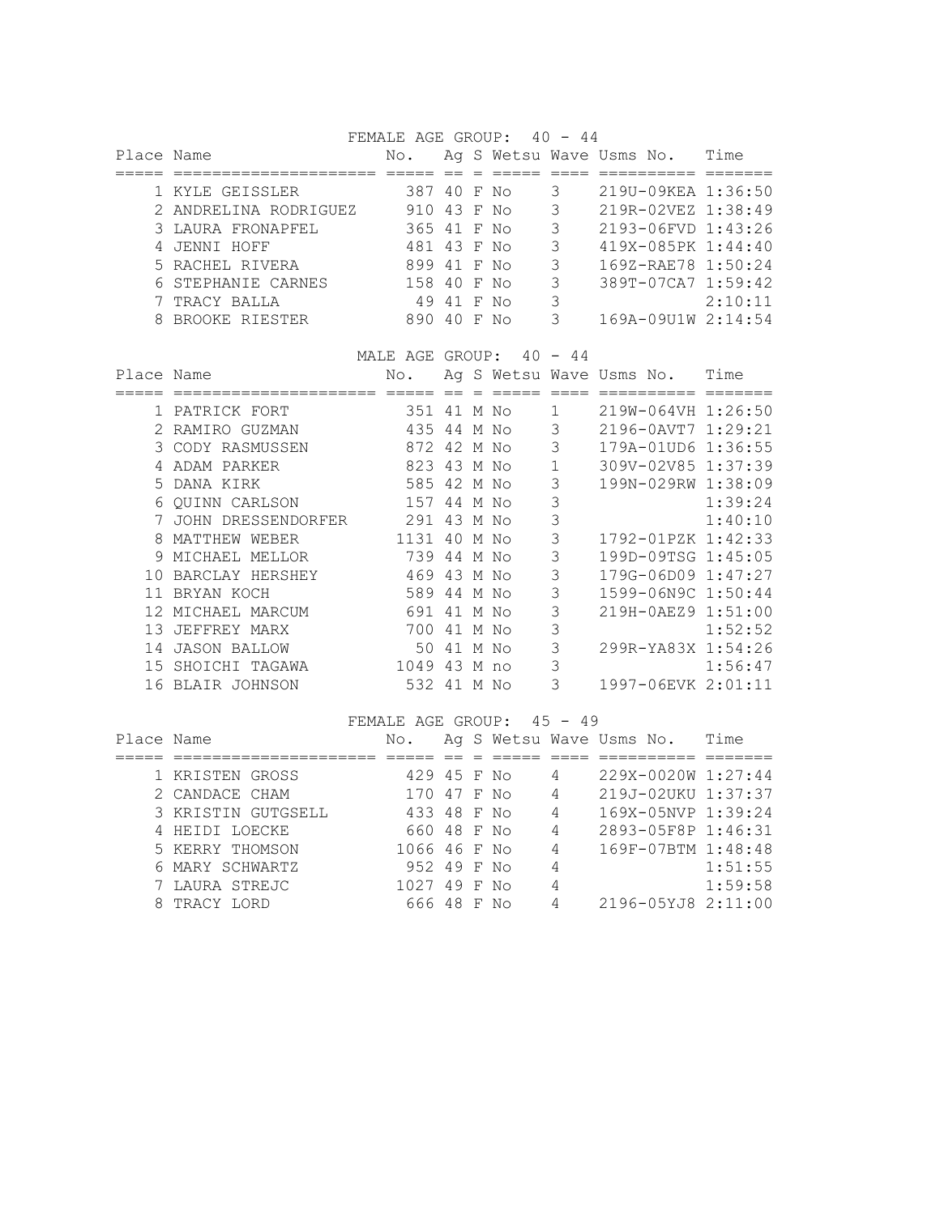## FEMALE AGE GROUP: 40 - 44

| Place | Name | No. | Ag | S | Wetsu | Wave | Usms No. | Time |
|---|---|---|---|---|---|---|---|---|
| 1 | KYLE GEISSLER | 387 | 40 | F | No | 3 | 219U-09KEA | 1:36:50 |
| 2 | ANDRELINA RODRIGUEZ | 910 | 43 | F | No | 3 | 219R-02VEZ | 1:38:49 |
| 3 | LAURA FRONAPFEL | 365 | 41 | F | No | 3 | 2193-06FVD | 1:43:26 |
| 4 | JENNI HOFF | 481 | 43 | F | No | 3 | 419X-085PK | 1:44:40 |
| 5 | RACHEL RIVERA | 899 | 41 | F | No | 3 | 169Z-RAE78 | 1:50:24 |
| 6 | STEPHANIE CARNES | 158 | 40 | F | No | 3 | 389T-07CA7 | 1:59:42 |
| 7 | TRACY BALLA | 49 | 41 | F | No | 3 | | 2:10:11 |
| 8 | BROOKE RIESTER | 890 | 40 | F | No | 3 | 169A-09U1W | 2:14:54 |

## MALE AGE GROUP: 40 - 44

| Place | Name | No. | Ag | S | Wetsu | Wave | Usms No. | Time |
|---|---|---|---|---|---|---|---|---|
| 1 | PATRICK FORT | 351 | 41 | M | No | 1 | 219W-064VH | 1:26:50 |
| 2 | RAMIRO GUZMAN | 435 | 44 | M | No | 3 | 2196-0AVT7 | 1:29:21 |
| 3 | CODY RASMUSSEN | 872 | 42 | M | No | 3 | 179A-01UD6 | 1:36:55 |
| 4 | ADAM PARKER | 823 | 43 | M | No | 1 | 309V-02V85 | 1:37:39 |
| 5 | DANA KIRK | 585 | 42 | M | No | 3 | 199N-029RW | 1:38:09 |
| 6 | QUINN CARLSON | 157 | 44 | M | No | 3 | | 1:39:24 |
| 7 | JOHN DRESSENDORFER | 291 | 43 | M | No | 3 | | 1:40:10 |
| 8 | MATTHEW WEBER | 1131 | 40 | M | No | 3 | 1792-01PZK | 1:42:33 |
| 9 | MICHAEL MELLOR | 739 | 44 | M | No | 3 | 199D-09TSG | 1:45:05 |
| 10 | BARCLAY HERSHEY | 469 | 43 | M | No | 3 | 179G-06D09 | 1:47:27 |
| 11 | BRYAN KOCH | 589 | 44 | M | No | 3 | 1599-06N9C | 1:50:44 |
| 12 | MICHAEL MARCUM | 691 | 41 | M | No | 3 | 219H-0AEZ9 | 1:51:00 |
| 13 | JEFFREY MARX | 700 | 41 | M | No | 3 | | 1:52:52 |
| 14 | JASON BALLOW | 50 | 41 | M | No | 3 | 299R-YA83X | 1:54:26 |
| 15 | SHOICHI TAGAWA | 1049 | 43 | M | no | 3 | | 1:56:47 |
| 16 | BLAIR JOHNSON | 532 | 41 | M | No | 3 | 1997-06EVK | 2:01:11 |

## FEMALE AGE GROUP: 45 - 49

| Place | Name | No. | Ag | S | Wetsu | Wave | Usms No. | Time |
|---|---|---|---|---|---|---|---|---|
| 1 | KRISTEN GROSS | 429 | 45 | F | No | 4 | 229X-0020W | 1:27:44 |
| 2 | CANDACE CHAM | 170 | 47 | F | No | 4 | 219J-02UKU | 1:37:37 |
| 3 | KRISTIN GUTGSELL | 433 | 48 | F | No | 4 | 169X-05NVP | 1:39:24 |
| 4 | HEIDI LOECKE | 660 | 48 | F | No | 4 | 2893-05F8P | 1:46:31 |
| 5 | KERRY THOMSON | 1066 | 46 | F | No | 4 | 169F-07BTM | 1:48:48 |
| 6 | MARY SCHWARTZ | 952 | 49 | F | No | 4 | | 1:51:55 |
| 7 | LAURA STREJC | 1027 | 49 | F | No | 4 | | 1:59:58 |
| 8 | TRACY LORD | 666 | 48 | F | No | 4 | 2196-05YJ8 | 2:11:00 |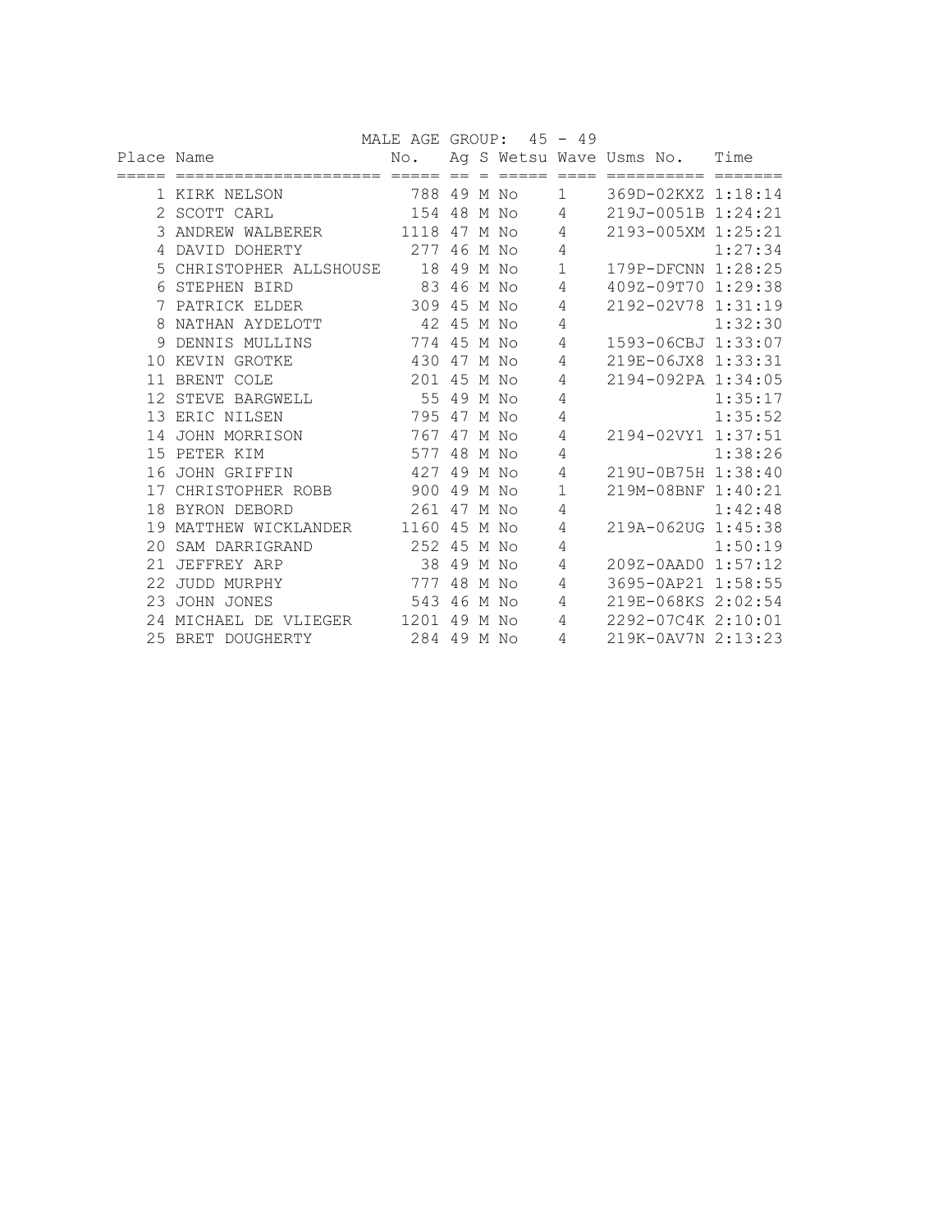## MALE AGE GROUP: 45 - 49

| Place | Name | No. | Ag | S | Wetsu | Wave | Usms No. | Time |
|---|---|---|---|---|---|---|---|---|
| 1 | KIRK NELSON | 788 | 49 | M | No | 1 | 369D-02KXZ | 1:18:14 |
| 2 | SCOTT CARL | 154 | 48 | M | No | 4 | 219J-0051B | 1:24:21 |
| 3 | ANDREW WALBERER | 1118 | 47 | M | No | 4 | 2193-005XM | 1:25:21 |
| 4 | DAVID DOHERTY | 277 | 46 | M | No | 4 | | 1:27:34 |
| 5 | CHRISTOPHER ALLSHOUSE | 18 | 49 | M | No | 1 | 179P-DFCNN | 1:28:25 |
| 6 | STEPHEN BIRD | 83 | 46 | M | No | 4 | 409Z-09T70 | 1:29:38 |
| 7 | PATRICK ELDER | 309 | 45 | M | No | 4 | 2192-02V78 | 1:31:19 |
| 8 | NATHAN AYDELOTT | 42 | 45 | M | No | 4 | | 1:32:30 |
| 9 | DENNIS MULLINS | 774 | 45 | M | No | 4 | 1593-06CBJ | 1:33:07 |
| 10 | KEVIN GROTKE | 430 | 47 | M | No | 4 | 219E-06JX8 | 1:33:31 |
| 11 | BRENT COLE | 201 | 45 | M | No | 4 | 2194-092PA | 1:34:05 |
| 12 | STEVE BARGWELL | 55 | 49 | M | No | 4 | | 1:35:17 |
| 13 | ERIC NILSEN | 795 | 47 | M | No | 4 | | 1:35:52 |
| 14 | JOHN MORRISON | 767 | 47 | M | No | 4 | 2194-02VY1 | 1:37:51 |
| 15 | PETER KIM | 577 | 48 | M | No | 4 | | 1:38:26 |
| 16 | JOHN GRIFFIN | 427 | 49 | M | No | 4 | 219U-0B75H | 1:38:40 |
| 17 | CHRISTOPHER ROBB | 900 | 49 | M | No | 1 | 219M-08BNF | 1:40:21 |
| 18 | BYRON DEBORD | 261 | 47 | M | No | 4 | | 1:42:48 |
| 19 | MATTHEW WICKLANDER | 1160 | 45 | M | No | 4 | 219A-062UG | 1:45:38 |
| 20 | SAM DARRIGRAND | 252 | 45 | M | No | 4 | | 1:50:19 |
| 21 | JEFFREY ARP | 38 | 49 | M | No | 4 | 209Z-0AAD0 | 1:57:12 |
| 22 | JUDD MURPHY | 777 | 48 | M | No | 4 | 3695-0AP21 | 1:58:55 |
| 23 | JOHN JONES | 543 | 46 | M | No | 4 | 219E-068KS | 2:02:54 |
| 24 | MICHAEL DE VLIEGER | 1201 | 49 | M | No | 4 | 2292-07C4K | 2:10:01 |
| 25 | BRET DOUGHERTY | 284 | 49 | M | No | 4 | 219K-0AV7N | 2:13:23 |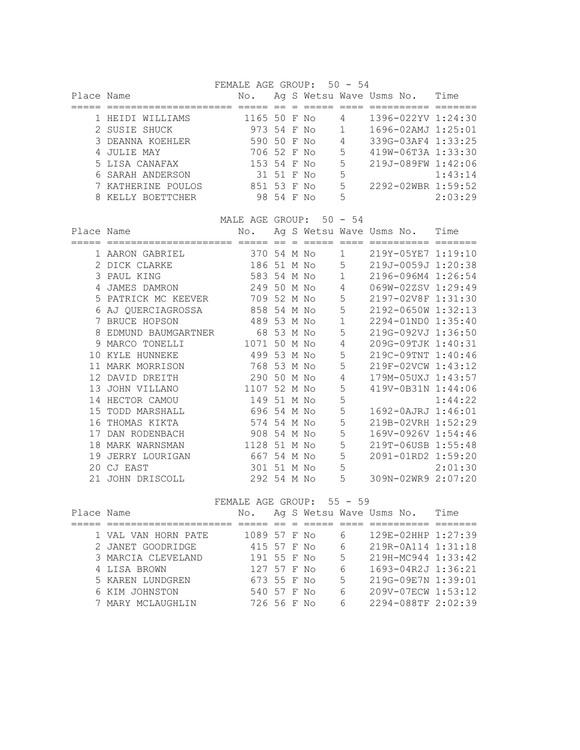### FEMALE AGE GROUP: 50 - 54

| Place | Name | No. | Ag | S | Wetsu | Wave | Usms No. | Time |
|---|---|---|---|---|---|---|---|---|
| 1 | HEIDI WILLIAMS | 1165 | 50 | F | No | 4 | 1396-022YV | 1:24:30 |
| 2 | SUSIE SHUCK | 973 | 54 | F | No | 1 | 1696-02AMJ | 1:25:01 |
| 3 | DEANNA KOEHLER | 590 | 50 | F | No | 4 | 339G-03AF4 | 1:33:25 |
| 4 | JULIE MAY | 706 | 52 | F | No | 5 | 419W-06T3A | 1:33:30 |
| 5 | LISA CANAFAX | 153 | 54 | F | No | 5 | 219J-089FW | 1:42:06 |
| 6 | SARAH ANDERSON | 31 | 51 | F | No | 5 | | 1:43:14 |
| 7 | KATHERINE POULOS | 851 | 53 | F | No | 5 | 2292-02WBR | 1:59:52 |
| 8 | KELLY BOETTCHER | 98 | 54 | F | No | 5 | | 2:03:29 |

### MALE AGE GROUP: 50 - 54

| Place | Name | No. | Ag | S | Wetsu | Wave | Usms No. | Time |
|---|---|---|---|---|---|---|---|---|
| 1 | AARON GABRIEL | 370 | 54 | M | No | 1 | 219Y-05YE7 | 1:19:10 |
| 2 | DICK CLARKE | 186 | 51 | M | No | 5 | 219J-0059J | 1:20:38 |
| 3 | PAUL KING | 583 | 54 | M | No | 1 | 2196-096M4 | 1:26:54 |
| 4 | JAMES DAMRON | 249 | 50 | M | No | 4 | 069W-02ZSV | 1:29:49 |
| 5 | PATRICK MC KEEVER | 709 | 52 | M | No | 5 | 2197-02V8F | 1:31:30 |
| 6 | AJ QUERCIAGROSSA | 858 | 54 | M | No | 5 | 2192-0650W | 1:32:13 |
| 7 | BRUCE HOPSON | 489 | 53 | M | No | 1 | 2294-01ND0 | 1:35:40 |
| 8 | EDMUND BAUMGARTNER | 68 | 53 | M | No | 5 | 219G-092VJ | 1:36:50 |
| 9 | MARCO TONELLI | 1071 | 50 | M | No | 4 | 209G-09TJK | 1:40:31 |
| 10 | KYLE HUNNEKE | 499 | 53 | M | No | 5 | 219C-09TNT | 1:40:46 |
| 11 | MARK MORRISON | 768 | 53 | M | No | 5 | 219F-02VCW | 1:43:12 |
| 12 | DAVID DREITH | 290 | 50 | M | No | 4 | 179M-05UXJ | 1:43:57 |
| 13 | JOHN VILLANO | 1107 | 52 | M | No | 5 | 419V-0B31N | 1:44:06 |
| 14 | HECTOR CAMOU | 149 | 51 | M | No | 5 | | 1:44:22 |
| 15 | TODD MARSHALL | 696 | 54 | M | No | 5 | 1692-0AJRJ | 1:46:01 |
| 16 | THOMAS KIKTA | 574 | 54 | M | No | 5 | 219B-02VRH | 1:52:29 |
| 17 | DAN RODENBACH | 908 | 54 | M | No | 5 | 169V-0926V | 1:54:46 |
| 18 | MARK WARNSMAN | 1128 | 51 | M | No | 5 | 219T-06USB | 1:55:48 |
| 19 | JERRY LOURIGAN | 667 | 54 | M | No | 5 | 2091-01RD2 | 1:59:20 |
| 20 | CJ EAST | 301 | 51 | M | No | 5 | | 2:01:30 |
| 21 | JOHN DRISCOLL | 292 | 54 | M | No | 5 | 309N-02WR9 | 2:07:20 |

### FEMALE AGE GROUP: 55 - 59

| Place | Name | No. | Ag | S | Wetsu | Wave | Usms No. | Time |
|---|---|---|---|---|---|---|---|---|
| 1 | VAL VAN HORN PATE | 1089 | 57 | F | No | 6 | 129E-02HHP | 1:27:39 |
| 2 | JANET GOODRIDGE | 415 | 57 | F | No | 6 | 219R-0A114 | 1:31:18 |
| 3 | MARCIA CLEVELAND | 191 | 55 | F | No | 5 | 219H-MC944 | 1:33:42 |
| 4 | LISA BROWN | 127 | 57 | F | No | 6 | 1693-04R2J | 1:36:21 |
| 5 | KAREN LUNDGREN | 673 | 55 | F | No | 5 | 219G-09E7N | 1:39:01 |
| 6 | KIM JOHNSTON | 540 | 57 | F | No | 6 | 209V-07ECW | 1:53:12 |
| 7 | MARY MCLAUGHLIN | 726 | 56 | F | No | 6 | 2294-088TF | 2:02:39 |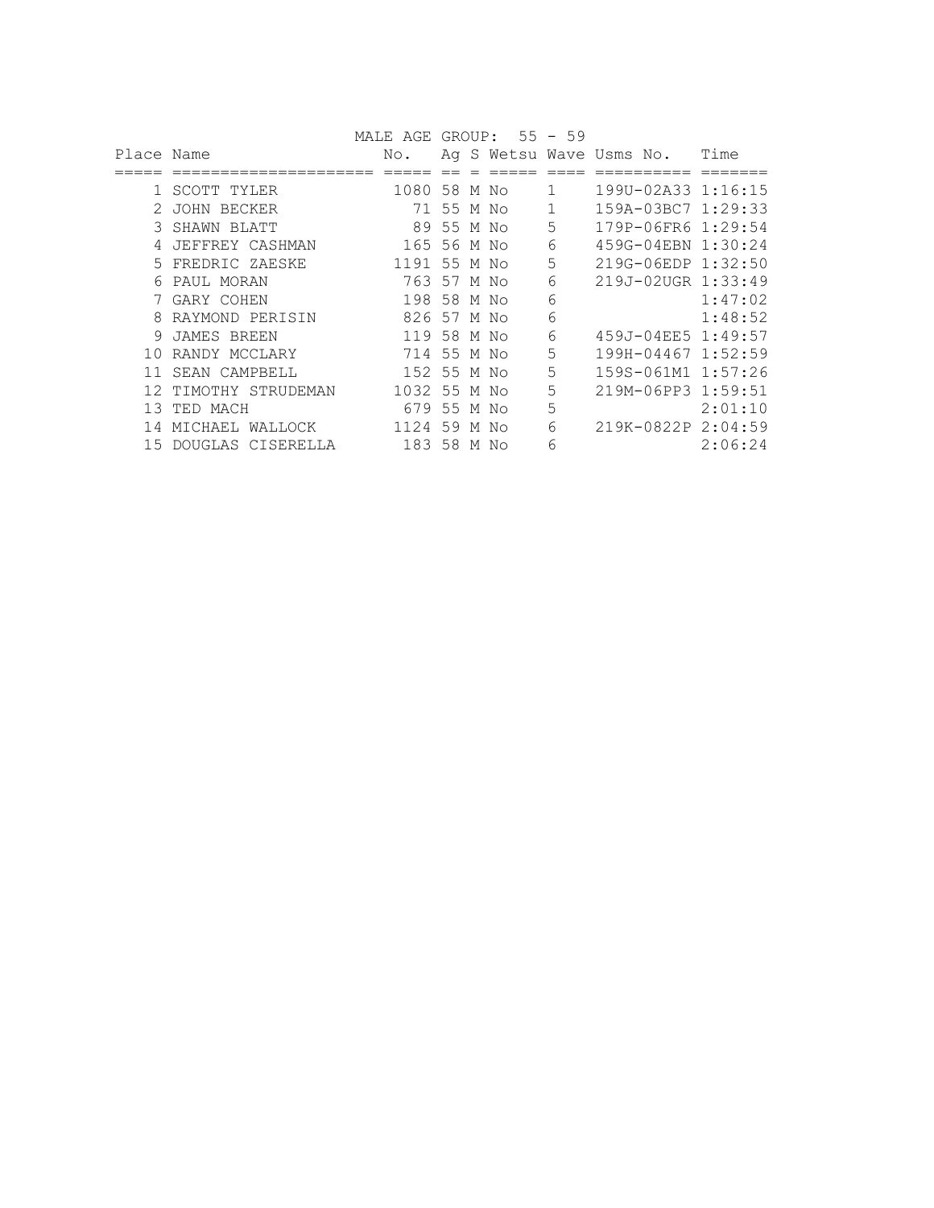MALE AGE GROUP: 55 - 59

| Place | Name | No. | Ag | S | Wetsu | Wave | Usms No. | Time |
|---|---|---|---|---|---|---|---|---|
| 1 | SCOTT TYLER | 1080 | 58 | M | No | 1 | 199U-02A33 | 1:16:15 |
| 2 | JOHN BECKER | 71 | 55 | M | No | 1 | 159A-03BC7 | 1:29:33 |
| 3 | SHAWN BLATT | 89 | 55 | M | No | 5 | 179P-06FR6 | 1:29:54 |
| 4 | JEFFREY CASHMAN | 165 | 56 | M | No | 6 | 459G-04EBN | 1:30:24 |
| 5 | FREDRIC ZAESKE | 1191 | 55 | M | No | 5 | 219G-06EDP | 1:32:50 |
| 6 | PAUL MORAN | 763 | 57 | M | No | 6 | 219J-02UGR | 1:33:49 |
| 7 | GARY COHEN | 198 | 58 | M | No | 6 | | 1:47:02 |
| 8 | RAYMOND PERISIN | 826 | 57 | M | No | 6 | | 1:48:52 |
| 9 | JAMES BREEN | 119 | 58 | M | No | 6 | 459J-04EE5 | 1:49:57 |
| 10 | RANDY MCCLARY | 714 | 55 | M | No | 5 | 199H-04467 | 1:52:59 |
| 11 | SEAN CAMPBELL | 152 | 55 | M | No | 5 | 159S-061M1 | 1:57:26 |
| 12 | TIMOTHY STRUDEMAN | 1032 | 55 | M | No | 5 | 219M-06PP3 | 1:59:51 |
| 13 | TED MACH | 679 | 55 | M | No | 5 | | 2:01:10 |
| 14 | MICHAEL WALLOCK | 1124 | 59 | M | No | 6 | 219K-0822P | 2:04:59 |
| 15 | DOUGLAS CISERELLA | 183 | 58 | M | No | 6 | | 2:06:24 |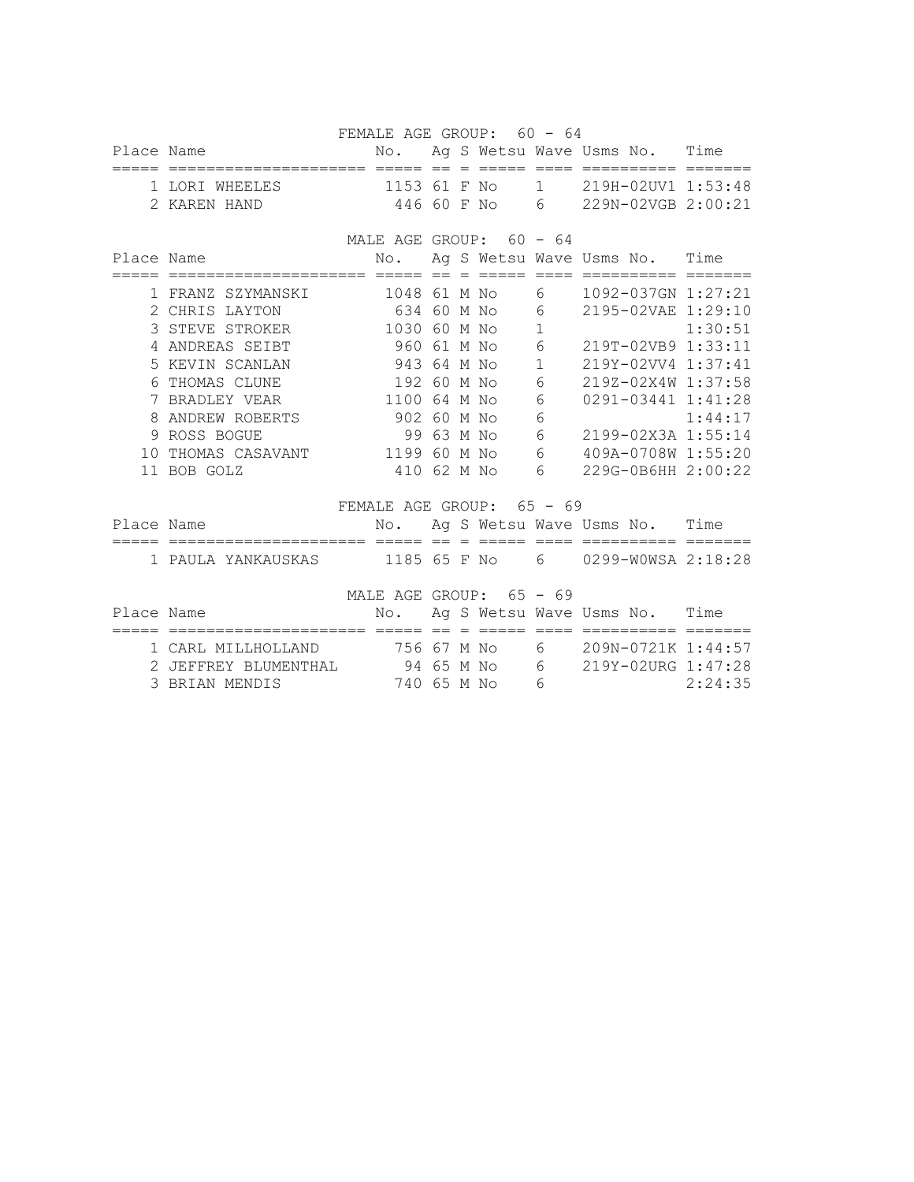## FEMALE AGE GROUP: 60 - 64

| Place | Name | No. | Ag | S | Wetsu | Wave | Usms No. | Time |
|---|---|---|---|---|---|---|---|---|
| 1 | LORI WHEELES | 1153 | 61 | F | No | 1 | 219H-02UV1 | 1:53:48 |
| 2 | KAREN HAND | 446 | 60 | F | No | 6 | 229N-02VGB | 2:00:21 |

## MALE AGE GROUP: 60 - 64

| Place | Name | No. | Ag | S | Wetsu | Wave | Usms No. | Time |
|---|---|---|---|---|---|---|---|---|
| 1 | FRANZ SZYMANSKI | 1048 | 61 | M | No | 6 | 1092-037GN | 1:27:21 |
| 2 | CHRIS LAYTON | 634 | 60 | M | No | 6 | 2195-02VAE | 1:29:10 |
| 3 | STEVE STROKER | 1030 | 60 | M | No | 1 | | 1:30:51 |
| 4 | ANDREAS SEIBT | 960 | 61 | M | No | 6 | 219T-02VB9 | 1:33:11 |
| 5 | KEVIN SCANLAN | 943 | 64 | M | No | 1 | 219Y-02VV4 | 1:37:41 |
| 6 | THOMAS CLUNE | 192 | 60 | M | No | 6 | 219Z-02X4W | 1:37:58 |
| 7 | BRADLEY VEAR | 1100 | 64 | M | No | 6 | 0291-03441 | 1:41:28 |
| 8 | ANDREW ROBERTS | 902 | 60 | M | No | 6 | | 1:44:17 |
| 9 | ROSS BOGUE | 99 | 63 | M | No | 6 | 2199-02X3A | 1:55:14 |
| 10 | THOMAS CASAVANT | 1199 | 60 | M | No | 6 | 409A-0708W | 1:55:20 |
| 11 | BOB GOLZ | 410 | 62 | M | No | 6 | 229G-0B6HH | 2:00:22 |

## FEMALE AGE GROUP: 65 - 69

| Place | Name | No. | Ag | S | Wetsu | Wave | Usms No. | Time |
|---|---|---|---|---|---|---|---|---|
| 1 | PAULA YANKAUSKAS | 1185 | 65 | F | No | 6 | 0299-W0WSA | 2:18:28 |

## MALE AGE GROUP: 65 - 69

| Place | Name | No. | Ag | S | Wetsu | Wave | Usms No. | Time |
|---|---|---|---|---|---|---|---|---|
| 1 | CARL MILLHOLLAND | 756 | 67 | M | No | 6 | 209N-0721K | 1:44:57 |
| 2 | JEFFREY BLUMENTHAL | 94 | 65 | M | No | 6 | 219Y-02URG | 1:47:28 |
| 3 | BRIAN MENDIS | 740 | 65 | M | No | 6 | | 2:24:35 |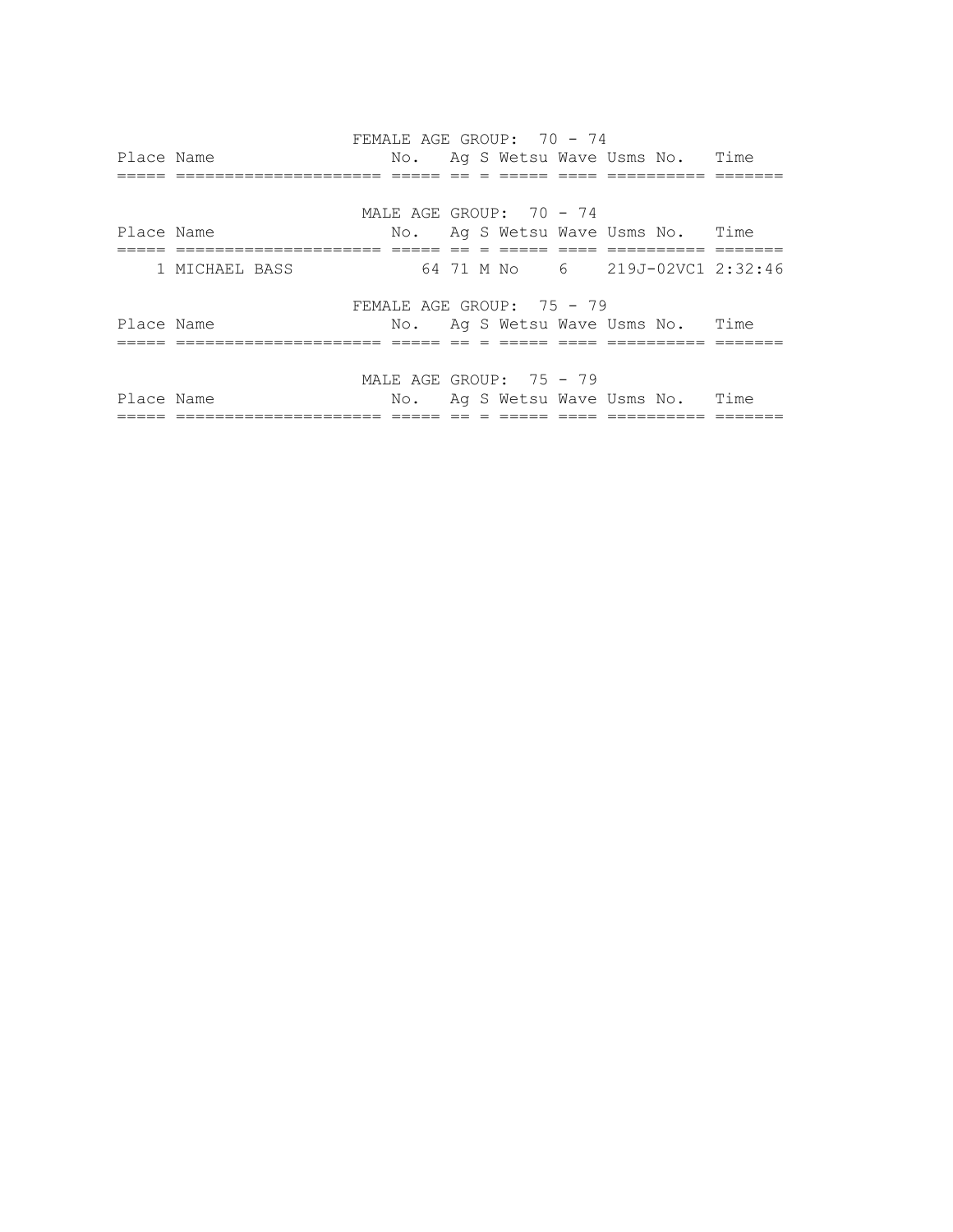FEMALE AGE GROUP: 70 - 74

| Place | Name | No. | Ag | S | Wetsu | Wave | Usms No. | Time |
|---|---|---|---|---|---|---|---|---|

MALE AGE GROUP: 70 - 74

| Place | Name | No. | Ag | S | Wetsu | Wave | Usms No. | Time |
|---|---|---|---|---|---|---|---|---|
| 1 | MICHAEL BASS | 64 | 71 | M | No | 6 | 219J-02VC1 | 2:32:46 |

FEMALE AGE GROUP: 75 - 79

| Place | Name | No. | Ag | S | Wetsu | Wave | Usms No. | Time |
|---|---|---|---|---|---|---|---|---|

MALE AGE GROUP: 75 - 79

| Place | Name | No. | Ag | S | Wetsu | Wave | Usms No. | Time |
|---|---|---|---|---|---|---|---|---|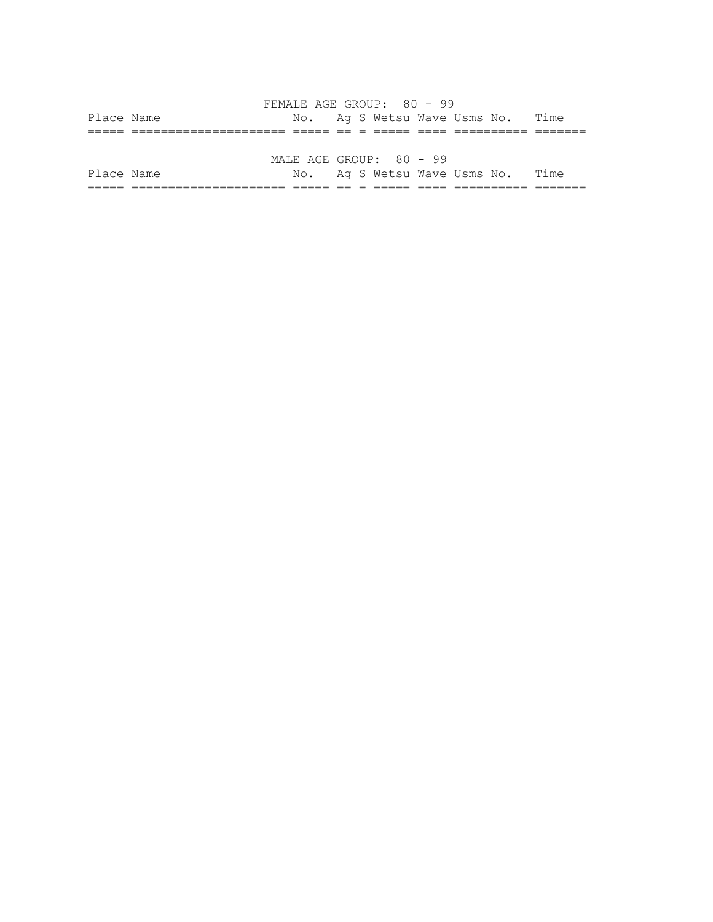FEMALE AGE GROUP: 80 - 99

| Place | Name | No. | Ag | S | Wetsu | Wave | Usms No. | Time |
| --- | --- | --- | --- | --- | --- | --- | --- | --- |

MALE AGE GROUP: 80 - 99

| Place | Name | No. | Ag | S | Wetsu | Wave | Usms No. | Time |
| --- | --- | --- | --- | --- | --- | --- | --- | --- |